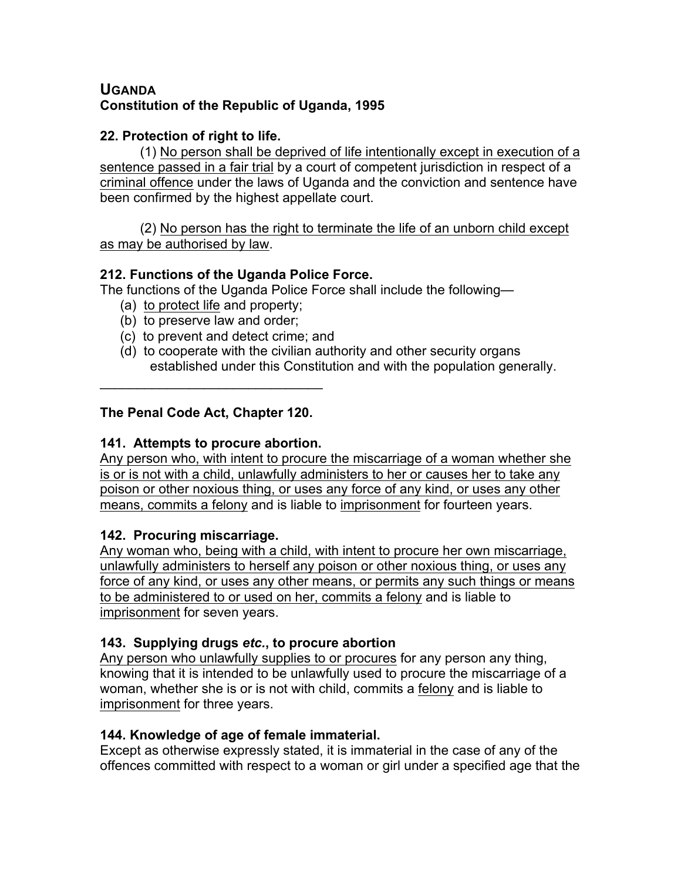## UGANDA
### Constitution of the Republic of Uganda, 1995

**22. Protection of right to life.**

(1) No person shall be deprived of life intentionally except in execution of a sentence passed in a fair trial by a court of competent jurisdiction in respect of a criminal offence under the laws of Uganda and the conviction and sentence have been confirmed by the highest appellate court.

(2) No person has the right to terminate the life of an unborn child except as may be authorised by law.

**212. Functions of the Uganda Police Force.**

The functions of the Uganda Police Force shall include the following—

- (a) to protect life and property;
- (b) to preserve law and order;
- (c) to prevent and detect crime; and
- (d) to cooperate with the civilian authority and other security organs established under this Constitution and with the population generally.

---

### The Penal Code Act, Chapter 120.

**141. Attempts to procure abortion.**

Any person who, with intent to procure the miscarriage of a woman whether she is or is not with a child, unlawfully administers to her or causes her to take any poison or other noxious thing, or uses any force of any kind, or uses any other means, commits a felony and is liable to imprisonment for fourteen years.

**142. Procuring miscarriage.**

Any woman who, being with a child, with intent to procure her own miscarriage, unlawfully administers to herself any poison or other noxious thing, or uses any force of any kind, or uses any other means, or permits any such things or means to be administered to or used on her, commits a felony and is liable to imprisonment for seven years.

**143. Supplying drugs *etc.*, to procure abortion**

Any person who unlawfully supplies to or procures for any person any thing, knowing that it is intended to be unlawfully used to procure the miscarriage of a woman, whether she is or is not with child, commits a felony and is liable to imprisonment for three years.

**144. Knowledge of age of female immaterial.**

Except as otherwise expressly stated, it is immaterial in the case of any of the offences committed with respect to a woman or girl under a specified age that the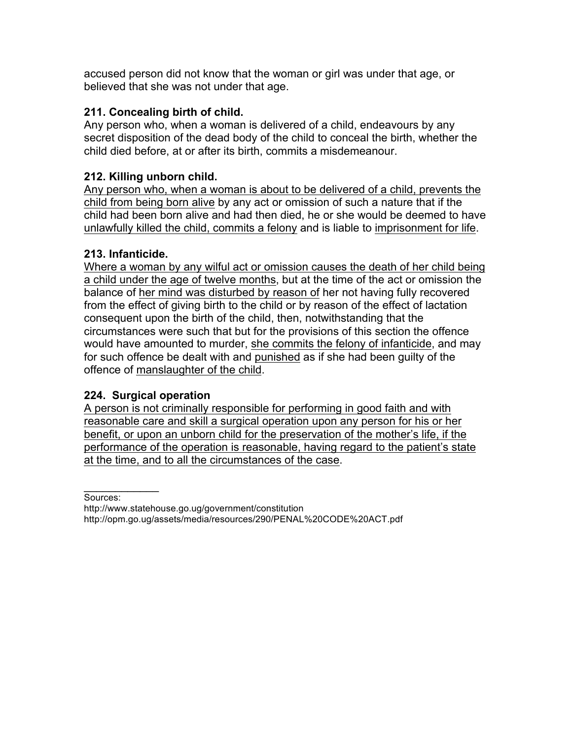accused person did not know that the woman or girl was under that age, or believed that she was not under that age.

**211. Concealing birth of child.**

Any person who, when a woman is delivered of a child, endeavours by any secret disposition of the dead body of the child to conceal the birth, whether the child died before, at or after its birth, commits a misdemeanour.

**212. Killing unborn child.**

Any person who, when a woman is about to be delivered of a child, prevents the child from being born alive by any act or omission of such a nature that if the child had been born alive and had then died, he or she would be deemed to have unlawfully killed the child, commits a felony and is liable to imprisonment for life.

**213. Infanticide.**

Where a woman by any wilful act or omission causes the death of her child being a child under the age of twelve months, but at the time of the act or omission the balance of her mind was disturbed by reason of her not having fully recovered from the effect of giving birth to the child or by reason of the effect of lactation consequent upon the birth of the child, then, notwithstanding that the circumstances were such that but for the provisions of this section the offence would have amounted to murder, she commits the felony of infanticide, and may for such offence be dealt with and punished as if she had been guilty of the offence of manslaughter of the child.

**224. Surgical operation**

A person is not criminally responsible for performing in good faith and with reasonable care and skill a surgical operation upon any person for his or her benefit, or upon an unborn child for the preservation of the mother's life, if the performance of the operation is reasonable, having regard to the patient's state at the time, and to all the circumstances of the case.

---

Sources:
http://www.statehouse.go.ug/government/constitution
http://opm.go.ug/assets/media/resources/290/PENAL%20CODE%20ACT.pdf